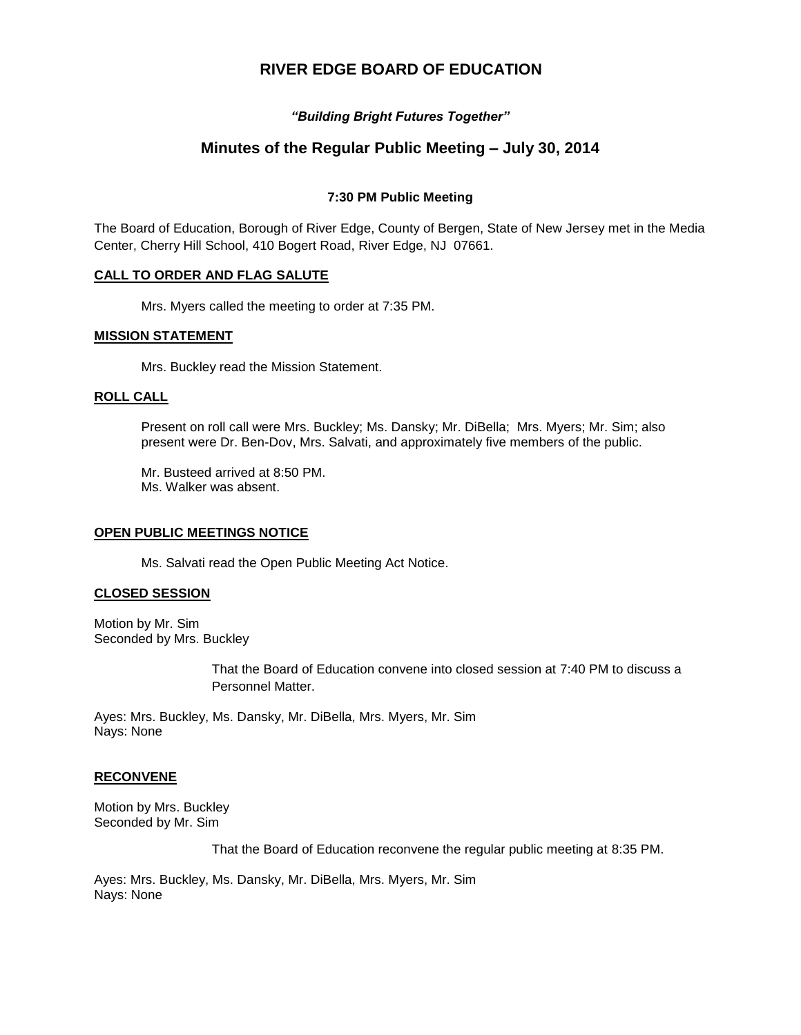# RIVER EDGE BOARD OF EDUCATION

***"Building Bright Futures Together"***

## Minutes of the Regular Public Meeting – July 30, 2014

**7:30 PM Public Meeting**

The Board of Education, Borough of River Edge, County of Bergen, State of New Jersey met in the Media Center, Cherry Hill School, 410 Bogert Road, River Edge, NJ 07661.

**CALL TO ORDER AND FLAG SALUTE**

Mrs. Myers called the meeting to order at 7:35 PM.

**MISSION STATEMENT**

Mrs. Buckley read the Mission Statement.

**ROLL CALL**

Present on roll call were Mrs. Buckley; Ms. Dansky; Mr. DiBella; Mrs. Myers; Mr. Sim; also present were Dr. Ben-Dov, Mrs. Salvati, and approximately five members of the public.

Mr. Busteed arrived at 8:50 PM.
Ms. Walker was absent.

**OPEN PUBLIC MEETINGS NOTICE**

Ms. Salvati read the Open Public Meeting Act Notice.

**CLOSED SESSION**

Motion by Mr. Sim
Seconded by Mrs. Buckley

That the Board of Education convene into closed session at 7:40 PM to discuss a Personnel Matter.

Ayes: Mrs. Buckley, Ms. Dansky, Mr. DiBella, Mrs. Myers, Mr. Sim
Nays: None

**RECONVENE**

Motion by Mrs. Buckley
Seconded by Mr. Sim

That the Board of Education reconvene the regular public meeting at 8:35 PM.

Ayes: Mrs. Buckley, Ms. Dansky, Mr. DiBella, Mrs. Myers, Mr. Sim
Nays: None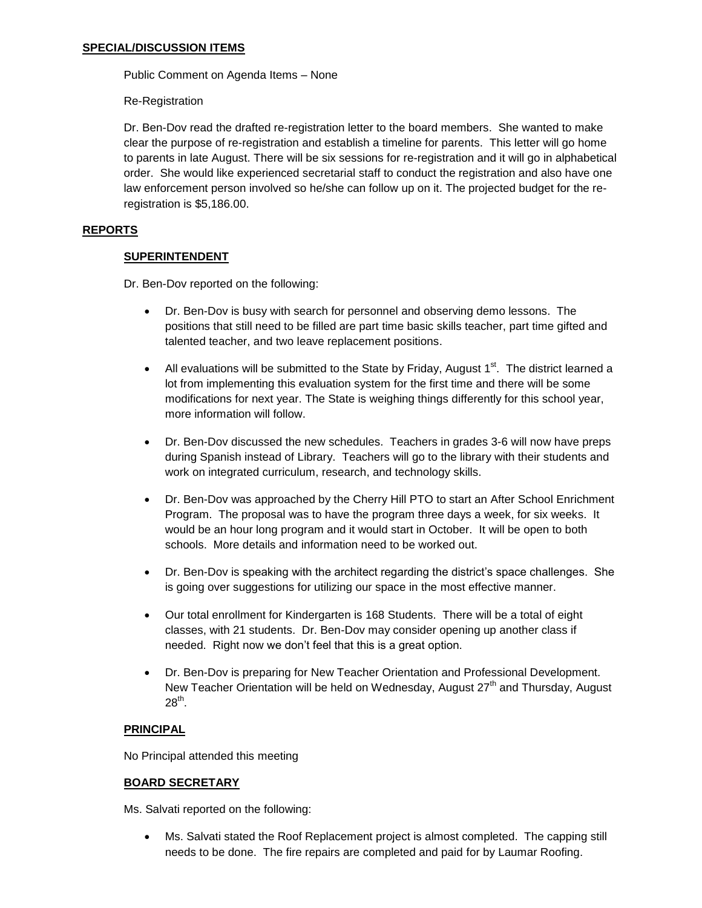## SPECIAL/DISCUSSION ITEMS

Public Comment on Agenda Items – None

Re-Registration

Dr. Ben-Dov read the drafted re-registration letter to the board members. She wanted to make clear the purpose of re-registration and establish a timeline for parents. This letter will go home to parents in late August. There will be six sessions for re-registration and it will go in alphabetical order. She would like experienced secretarial staff to conduct the registration and also have one law enforcement person involved so he/she can follow up on it. The projected budget for the re-registration is $5,186.00.

## REPORTS

### SUPERINTENDENT

Dr. Ben-Dov reported on the following:

- Dr. Ben-Dov is busy with search for personnel and observing demo lessons. The positions that still need to be filled are part time basic skills teacher, part time gifted and talented teacher, and two leave replacement positions.
- All evaluations will be submitted to the State by Friday, August 1st. The district learned a lot from implementing this evaluation system for the first time and there will be some modifications for next year. The State is weighing things differently for this school year, more information will follow.
- Dr. Ben-Dov discussed the new schedules. Teachers in grades 3-6 will now have preps during Spanish instead of Library. Teachers will go to the library with their students and work on integrated curriculum, research, and technology skills.
- Dr. Ben-Dov was approached by the Cherry Hill PTO to start an After School Enrichment Program. The proposal was to have the program three days a week, for six weeks. It would be an hour long program and it would start in October. It will be open to both schools. More details and information need to be worked out.
- Dr. Ben-Dov is speaking with the architect regarding the district's space challenges. She is going over suggestions for utilizing our space in the most effective manner.
- Our total enrollment for Kindergarten is 168 Students. There will be a total of eight classes, with 21 students. Dr. Ben-Dov may consider opening up another class if needed. Right now we don't feel that this is a great option.
- Dr. Ben-Dov is preparing for New Teacher Orientation and Professional Development. New Teacher Orientation will be held on Wednesday, August 27th and Thursday, August 28th.

### PRINCIPAL

No Principal attended this meeting

### BOARD SECRETARY

Ms. Salvati reported on the following:

- Ms. Salvati stated the Roof Replacement project is almost completed. The capping still needs to be done. The fire repairs are completed and paid for by Laumar Roofing.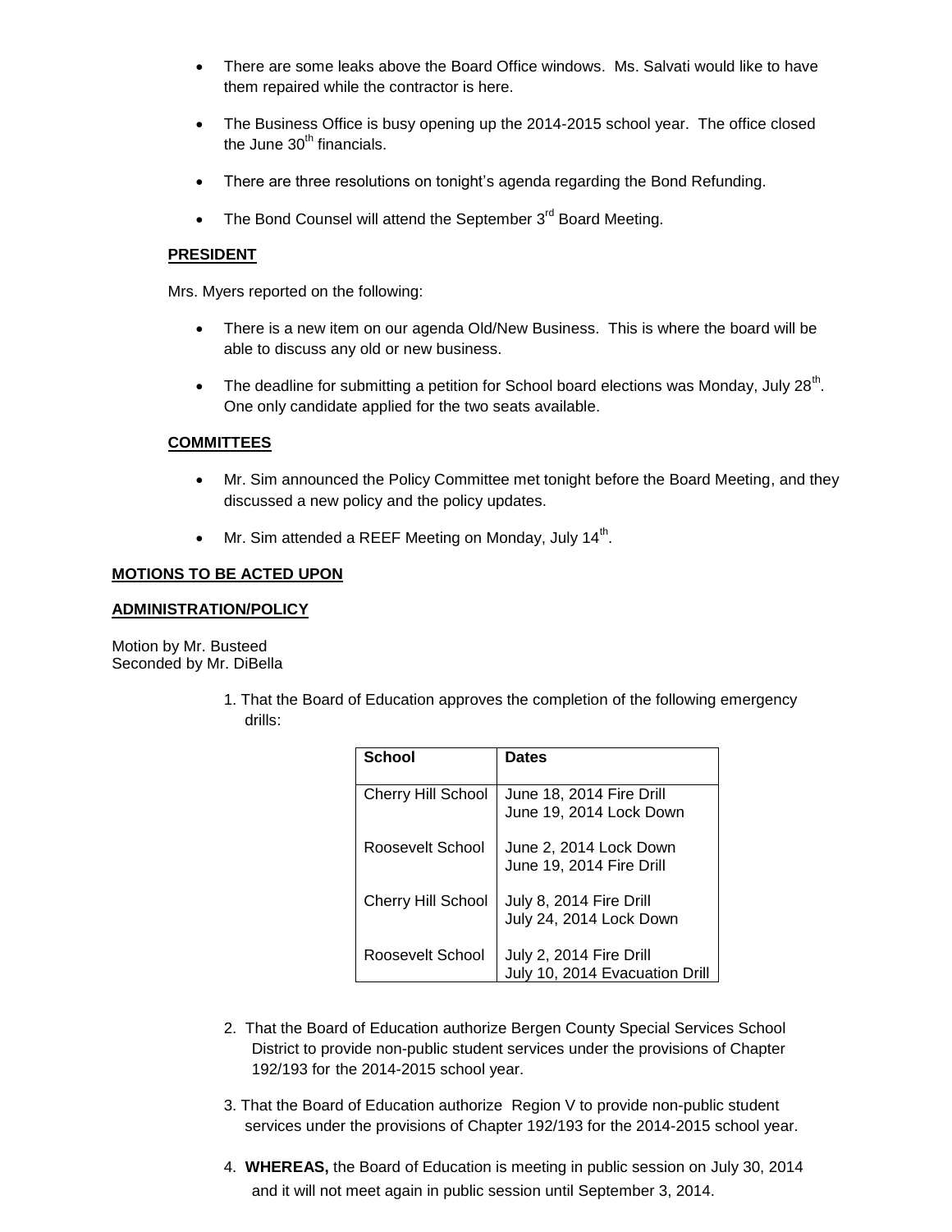- There are some leaks above the Board Office windows. Ms. Salvati would like to have them repaired while the contractor is here.
- The Business Office is busy opening up the 2014-2015 school year. The office closed the June 30th financials.
- There are three resolutions on tonight's agenda regarding the Bond Refunding.
- The Bond Counsel will attend the September 3rd Board Meeting.

**PRESIDENT**

Mrs. Myers reported on the following:

- There is a new item on our agenda Old/New Business. This is where the board will be able to discuss any old or new business.
- The deadline for submitting a petition for School board elections was Monday, July 28th. One only candidate applied for the two seats available.

**COMMITTEES**

- Mr. Sim announced the Policy Committee met tonight before the Board Meeting, and they discussed a new policy and the policy updates.
- Mr. Sim attended a REEF Meeting on Monday, July 14th.

**MOTIONS TO BE ACTED UPON**

**ADMINISTRATION/POLICY**

Motion by Mr. Busteed
Seconded by Mr. DiBella

1. That the Board of Education approves the completion of the following emergency drills:

| School | Dates |
| --- | --- |
| Cherry Hill School | June 18, 2014 Fire Drill<br>June 19, 2014 Lock Down |
| Roosevelt School | June 2, 2014 Lock Down<br>June 19, 2014 Fire Drill |
| Cherry Hill School | July 8, 2014 Fire Drill<br>July 24, 2014 Lock Down |
| Roosevelt School | July 2, 2014 Fire Drill<br>July 10, 2014 Evacuation Drill |

2. That the Board of Education authorize Bergen County Special Services School District to provide non-public student services under the provisions of Chapter 192/193 for the 2014-2015 school year.

3. That the Board of Education authorize Region V to provide non-public student services under the provisions of Chapter 192/193 for the 2014-2015 school year.

4. **WHEREAS,** the Board of Education is meeting in public session on July 30, 2014 and it will not meet again in public session until September 3, 2014.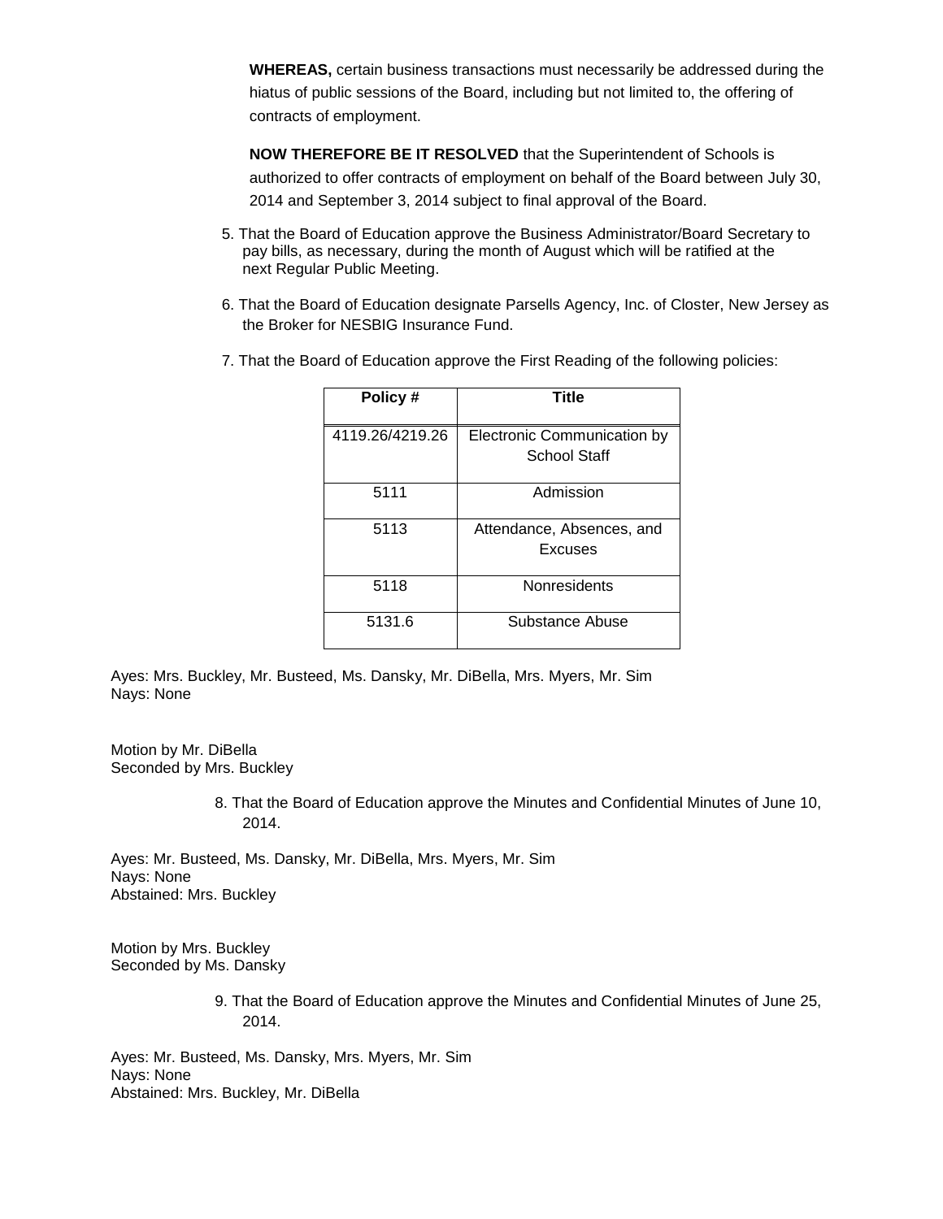**WHEREAS,** certain business transactions must necessarily be addressed during the hiatus of public sessions of the Board, including but not limited to, the offering of contracts of employment.

**NOW THEREFORE BE IT RESOLVED** that the Superintendent of Schools is authorized to offer contracts of employment on behalf of the Board between July 30, 2014 and September 3, 2014 subject to final approval of the Board.

5. That the Board of Education approve the Business Administrator/Board Secretary to pay bills, as necessary, during the month of August which will be ratified at the next Regular Public Meeting.

6. That the Board of Education designate Parsells Agency, Inc. of Closter, New Jersey as the Broker for NESBIG Insurance Fund.

7. That the Board of Education approve the First Reading of the following policies:

| Policy # | Title |
|---|---|
| 4119.26/4219.26 | Electronic Communication by School Staff |
| 5111 | Admission |
| 5113 | Attendance, Absences, and Excuses |
| 5118 | Nonresidents |
| 5131.6 | Substance Abuse |

Ayes: Mrs. Buckley, Mr. Busteed, Ms. Dansky, Mr. DiBella, Mrs. Myers, Mr. Sim
Nays: None

Motion by Mr. DiBella
Seconded by Mrs. Buckley

8. That the Board of Education approve the Minutes and Confidential Minutes of June 10, 2014.

Ayes: Mr. Busteed, Ms. Dansky, Mr. DiBella, Mrs. Myers, Mr. Sim
Nays: None
Abstained: Mrs. Buckley

Motion by Mrs. Buckley
Seconded by Ms. Dansky

9. That the Board of Education approve the Minutes and Confidential Minutes of June 25, 2014.

Ayes: Mr. Busteed, Ms. Dansky, Mrs. Myers, Mr. Sim
Nays: None
Abstained: Mrs. Buckley, Mr. DiBella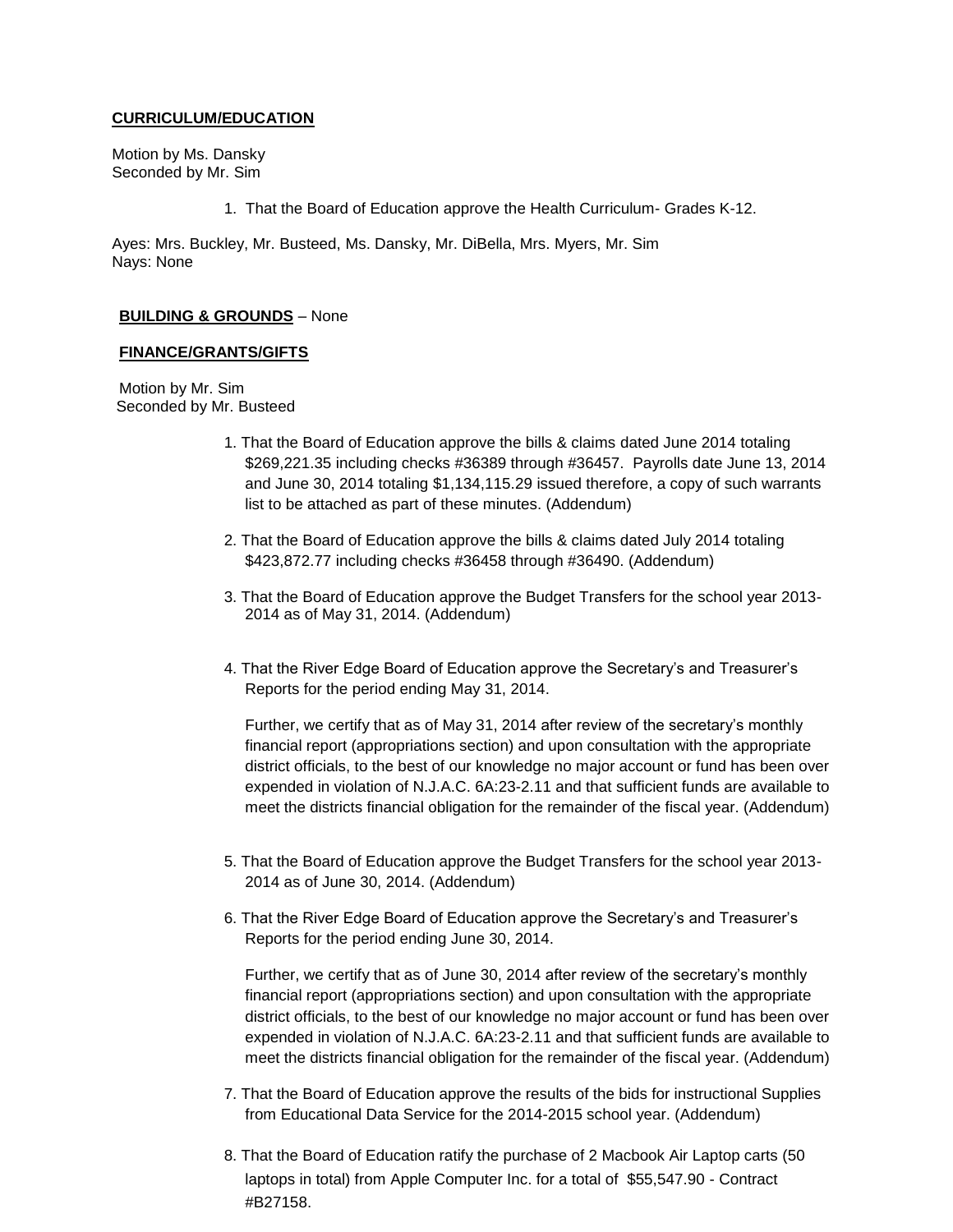**CURRICULUM/EDUCATION**

Motion by Ms. Dansky
Seconded by Mr. Sim

1. That the Board of Education approve the Health Curriculum- Grades K-12.

Ayes: Mrs. Buckley, Mr. Busteed, Ms. Dansky, Mr. DiBella, Mrs. Myers, Mr. Sim
Nays: None

**BUILDING & GROUNDS** – None

**FINANCE/GRANTS/GIFTS**

Motion by Mr. Sim
Seconded by Mr. Busteed

1. That the Board of Education approve the bills & claims dated June 2014 totaling $269,221.35 including checks #36389 through #36457. Payrolls date June 13, 2014 and June 30, 2014 totaling $1,134,115.29 issued therefore, a copy of such warrants list to be attached as part of these minutes. (Addendum)

2. That the Board of Education approve the bills & claims dated July 2014 totaling $423,872.77 including checks #36458 through #36490. (Addendum)

3. That the Board of Education approve the Budget Transfers for the school year 2013-2014 as of May 31, 2014. (Addendum)

4. That the River Edge Board of Education approve the Secretary's and Treasurer's Reports for the period ending May 31, 2014.

   Further, we certify that as of May 31, 2014 after review of the secretary's monthly financial report (appropriations section) and upon consultation with the appropriate district officials, to the best of our knowledge no major account or fund has been over expended in violation of N.J.A.C. 6A:23-2.11 and that sufficient funds are available to meet the districts financial obligation for the remainder of the fiscal year. (Addendum)

5. That the Board of Education approve the Budget Transfers for the school year 2013-2014 as of June 30, 2014. (Addendum)

6. That the River Edge Board of Education approve the Secretary's and Treasurer's Reports for the period ending June 30, 2014.

   Further, we certify that as of June 30, 2014 after review of the secretary's monthly financial report (appropriations section) and upon consultation with the appropriate district officials, to the best of our knowledge no major account or fund has been over expended in violation of N.J.A.C. 6A:23-2.11 and that sufficient funds are available to meet the districts financial obligation for the remainder of the fiscal year. (Addendum)

7. That the Board of Education approve the results of the bids for instructional Supplies from Educational Data Service for the 2014-2015 school year. (Addendum)

8. That the Board of Education ratify the purchase of 2 Macbook Air Laptop carts (50 laptops in total) from Apple Computer Inc. for a total of $55,547.90 - Contract #B27158.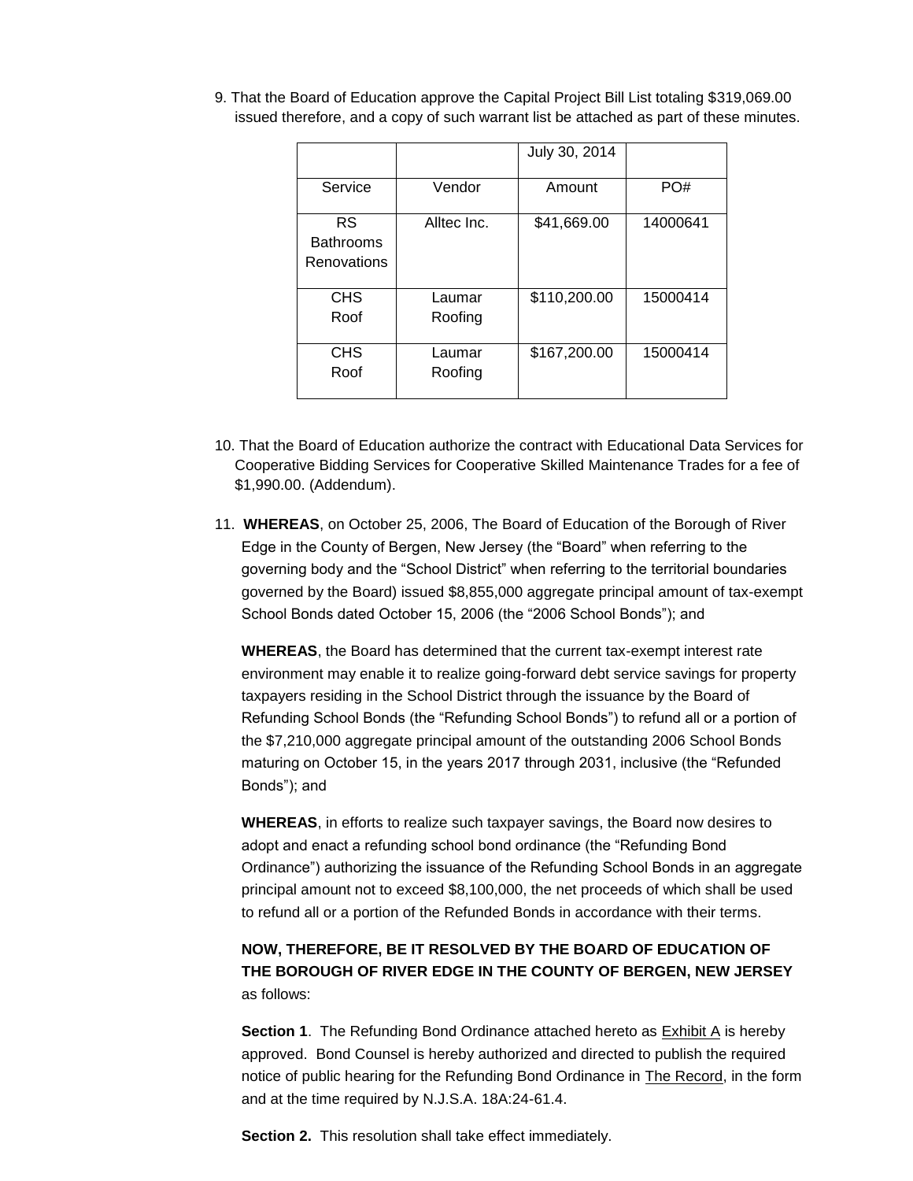9. That the Board of Education approve the Capital Project Bill List totaling $319,069.00 issued therefore, and a copy of such warrant list be attached as part of these minutes.

| | | July 30, 2014 | |
|---|---|---|---|
| Service | Vendor | Amount | PO# |
| RS Bathrooms Renovations | Alltec Inc. | $41,669.00 | 14000641 |
| CHS Roof | Laumar Roofing | $110,200.00 | 15000414 |
| CHS Roof | Laumar Roofing | $167,200.00 | 15000414 |

10. That the Board of Education authorize the contract with Educational Data Services for Cooperative Bidding Services for Cooperative Skilled Maintenance Trades for a fee of $1,990.00. (Addendum).

11. **WHEREAS**, on October 25, 2006, The Board of Education of the Borough of River Edge in the County of Bergen, New Jersey (the "Board" when referring to the governing body and the "School District" when referring to the territorial boundaries governed by the Board) issued $8,855,000 aggregate principal amount of tax-exempt School Bonds dated October 15, 2006 (the "2006 School Bonds"); and

    **WHEREAS**, the Board has determined that the current tax-exempt interest rate environment may enable it to realize going-forward debt service savings for property taxpayers residing in the School District through the issuance by the Board of Refunding School Bonds (the "Refunding School Bonds") to refund all or a portion of the $7,210,000 aggregate principal amount of the outstanding 2006 School Bonds maturing on October 15, in the years 2017 through 2031, inclusive (the "Refunded Bonds"); and

    **WHEREAS**, in efforts to realize such taxpayer savings, the Board now desires to adopt and enact a refunding school bond ordinance (the "Refunding Bond Ordinance") authorizing the issuance of the Refunding School Bonds in an aggregate principal amount not to exceed $8,100,000, the net proceeds of which shall be used to refund all or a portion of the Refunded Bonds in accordance with their terms.

    **NOW, THEREFORE, BE IT RESOLVED BY THE BOARD OF EDUCATION OF THE BOROUGH OF RIVER EDGE IN THE COUNTY OF BERGEN, NEW JERSEY** as follows:

    **Section 1**. The Refunding Bond Ordinance attached hereto as Exhibit A is hereby approved. Bond Counsel is hereby authorized and directed to publish the required notice of public hearing for the Refunding Bond Ordinance in The Record, in the form and at the time required by N.J.S.A. 18A:24-61.4.

    **Section 2.** This resolution shall take effect immediately.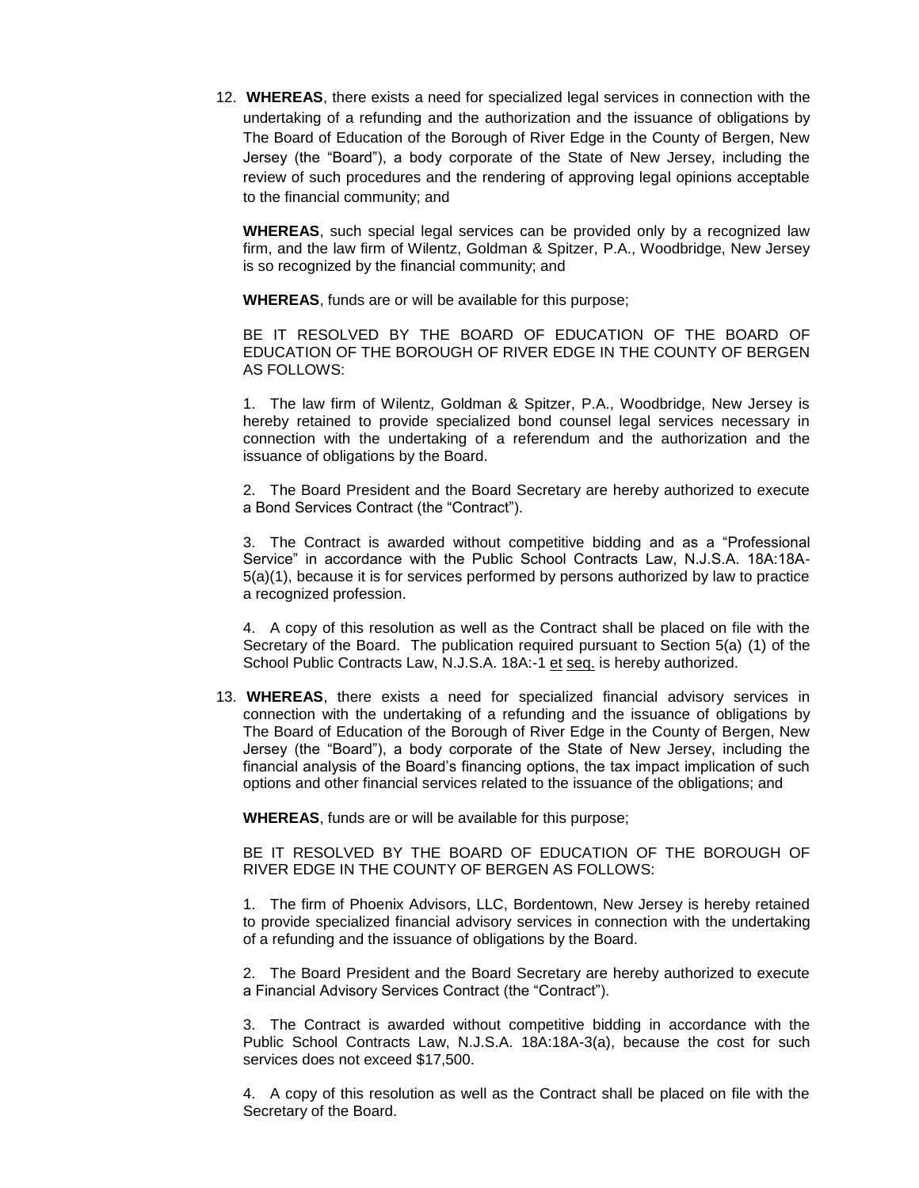12. **WHEREAS**, there exists a need for specialized legal services in connection with the undertaking of a refunding and the authorization and the issuance of obligations by The Board of Education of the Borough of River Edge in the County of Bergen, New Jersey (the "Board"), a body corporate of the State of New Jersey, including the review of such procedures and the rendering of approving legal opinions acceptable to the financial community; and

    **WHEREAS**, such special legal services can be provided only by a recognized law firm, and the law firm of Wilentz, Goldman & Spitzer, P.A., Woodbridge, New Jersey is so recognized by the financial community; and

    **WHEREAS**, funds are or will be available for this purpose;

    BE IT RESOLVED BY THE BOARD OF EDUCATION OF THE BOARD OF EDUCATION OF THE BOROUGH OF RIVER EDGE IN THE COUNTY OF BERGEN AS FOLLOWS:

    1. The law firm of Wilentz, Goldman & Spitzer, P.A., Woodbridge, New Jersey is hereby retained to provide specialized bond counsel legal services necessary in connection with the undertaking of a referendum and the authorization and the issuance of obligations by the Board.

    2. The Board President and the Board Secretary are hereby authorized to execute a Bond Services Contract (the "Contract").

    3. The Contract is awarded without competitive bidding and as a "Professional Service" in accordance with the Public School Contracts Law, N.J.S.A. 18A:18A-5(a)(1), because it is for services performed by persons authorized by law to practice a recognized profession.

    4. A copy of this resolution as well as the Contract shall be placed on file with the Secretary of the Board. The publication required pursuant to Section 5(a) (1) of the School Public Contracts Law, N.J.S.A. 18A:-1 et seq. is hereby authorized.

13. **WHEREAS**, there exists a need for specialized financial advisory services in connection with the undertaking of a refunding and the issuance of obligations by The Board of Education of the Borough of River Edge in the County of Bergen, New Jersey (the "Board"), a body corporate of the State of New Jersey, including the financial analysis of the Board's financing options, the tax impact implication of such options and other financial services related to the issuance of the obligations; and

    **WHEREAS**, funds are or will be available for this purpose;

    BE IT RESOLVED BY THE BOARD OF EDUCATION OF THE BOROUGH OF RIVER EDGE IN THE COUNTY OF BERGEN AS FOLLOWS:

    1. The firm of Phoenix Advisors, LLC, Bordentown, New Jersey is hereby retained to provide specialized financial advisory services in connection with the undertaking of a refunding and the issuance of obligations by the Board.

    2. The Board President and the Board Secretary are hereby authorized to execute a Financial Advisory Services Contract (the "Contract").

    3. The Contract is awarded without competitive bidding in accordance with the Public School Contracts Law, N.J.S.A. 18A:18A-3(a), because the cost for such services does not exceed $17,500.

    4. A copy of this resolution as well as the Contract shall be placed on file with the Secretary of the Board.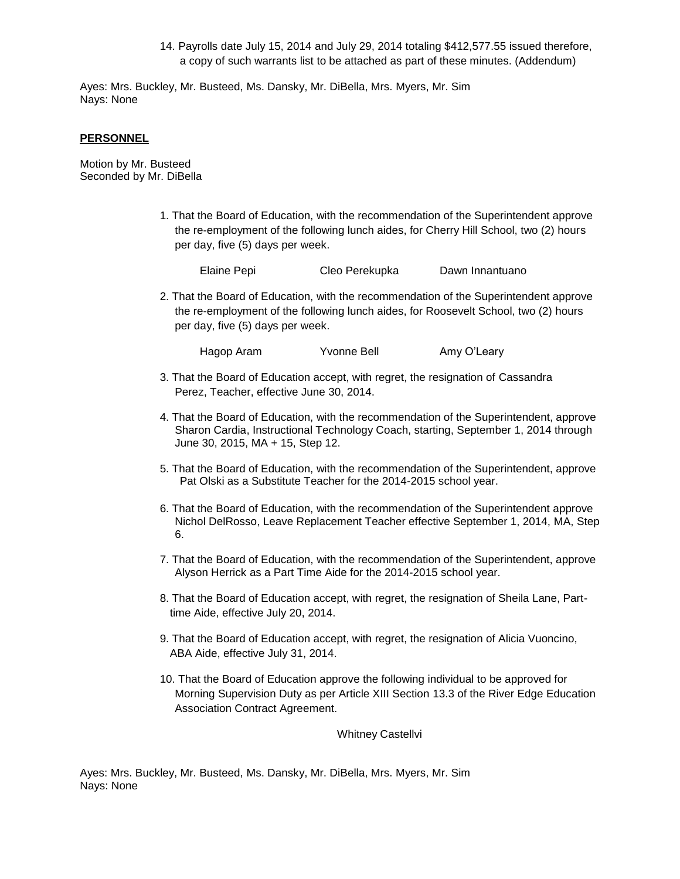14. Payrolls date July 15, 2014 and July 29, 2014 totaling $412,577.55 issued therefore, a copy of such warrants list to be attached as part of these minutes. (Addendum)

Ayes: Mrs. Buckley, Mr. Busteed, Ms. Dansky, Mr. DiBella, Mrs. Myers, Mr. Sim
Nays: None

**PERSONNEL**

Motion by Mr. Busteed
Seconded by Mr. DiBella

1. That the Board of Education, with the recommendation of the Superintendent approve the re-employment of the following lunch aides, for Cherry Hill School, two (2) hours per day, five (5) days per week.

   Elaine Pepi &nbsp;&nbsp;&nbsp; Cleo Perekupka &nbsp;&nbsp;&nbsp; Dawn Innantuano

2. That the Board of Education, with the recommendation of the Superintendent approve the re-employment of the following lunch aides, for Roosevelt School, two (2) hours per day, five (5) days per week.

   Hagop Aram &nbsp;&nbsp;&nbsp; Yvonne Bell &nbsp;&nbsp;&nbsp; Amy O'Leary

3. That the Board of Education accept, with regret, the resignation of Cassandra Perez, Teacher, effective June 30, 2014.

4. That the Board of Education, with the recommendation of the Superintendent, approve Sharon Cardia, Instructional Technology Coach, starting, September 1, 2014 through June 30, 2015, MA + 15, Step 12.

5. That the Board of Education, with the recommendation of the Superintendent, approve Pat Olski as a Substitute Teacher for the 2014-2015 school year.

6. That the Board of Education, with the recommendation of the Superintendent approve Nichol DelRosso, Leave Replacement Teacher effective September 1, 2014, MA, Step 6.

7. That the Board of Education, with the recommendation of the Superintendent, approve Alyson Herrick as a Part Time Aide for the 2014-2015 school year.

8. That the Board of Education accept, with regret, the resignation of Sheila Lane, Part-time Aide, effective July 20, 2014.

9. That the Board of Education accept, with regret, the resignation of Alicia Vuoncino, ABA Aide, effective July 31, 2014.

10. That the Board of Education approve the following individual to be approved for Morning Supervision Duty as per Article XIII Section 13.3 of the River Edge Education Association Contract Agreement.

    Whitney Castellvi

Ayes: Mrs. Buckley, Mr. Busteed, Ms. Dansky, Mr. DiBella, Mrs. Myers, Mr. Sim
Nays: None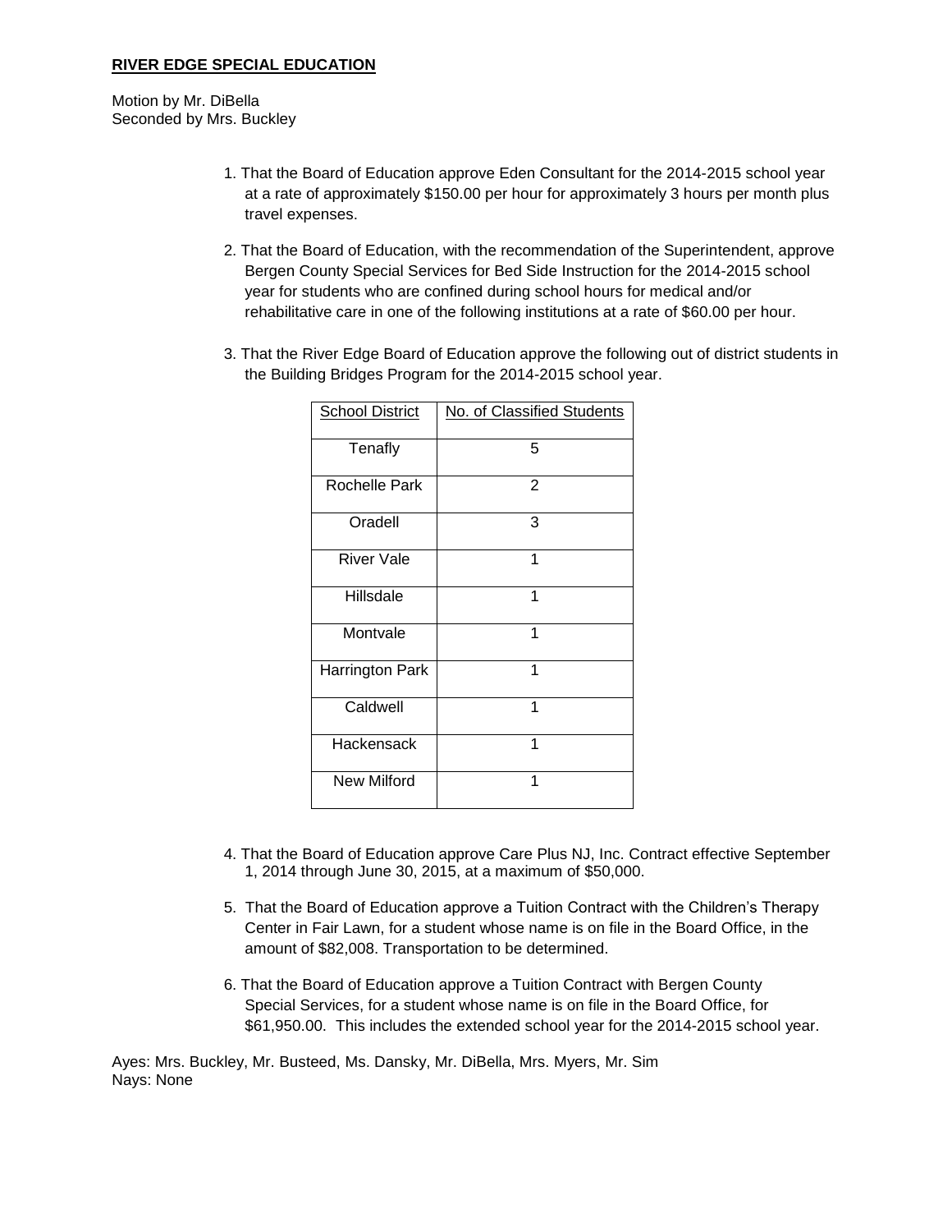**RIVER EDGE SPECIAL EDUCATION**

Motion by Mr. DiBella
Seconded by Mrs. Buckley

1. That the Board of Education approve Eden Consultant for the 2014-2015 school year at a rate of approximately $150.00 per hour for approximately 3 hours per month plus travel expenses.

2. That the Board of Education, with the recommendation of the Superintendent, approve Bergen County Special Services for Bed Side Instruction for the 2014-2015 school year for students who are confined during school hours for medical and/or rehabilitative care in one of the following institutions at a rate of $60.00 per hour.

3. That the River Edge Board of Education approve the following out of district students in the Building Bridges Program for the 2014-2015 school year.

| School District | No. of Classified Students |
|---|---|
| Tenafly | 5 |
| Rochelle Park | 2 |
| Oradell | 3 |
| River Vale | 1 |
| Hillsdale | 1 |
| Montvale | 1 |
| Harrington Park | 1 |
| Caldwell | 1 |
| Hackensack | 1 |
| New Milford | 1 |

4. That the Board of Education approve Care Plus NJ, Inc. Contract effective September 1, 2014 through June 30, 2015, at a maximum of $50,000.

5. That the Board of Education approve a Tuition Contract with the Children's Therapy Center in Fair Lawn, for a student whose name is on file in the Board Office, in the amount of $82,008. Transportation to be determined.

6. That the Board of Education approve a Tuition Contract with Bergen County Special Services, for a student whose name is on file in the Board Office, for $61,950.00. This includes the extended school year for the 2014-2015 school year.

Ayes: Mrs. Buckley, Mr. Busteed, Ms. Dansky, Mr. DiBella, Mrs. Myers, Mr. Sim
Nays: None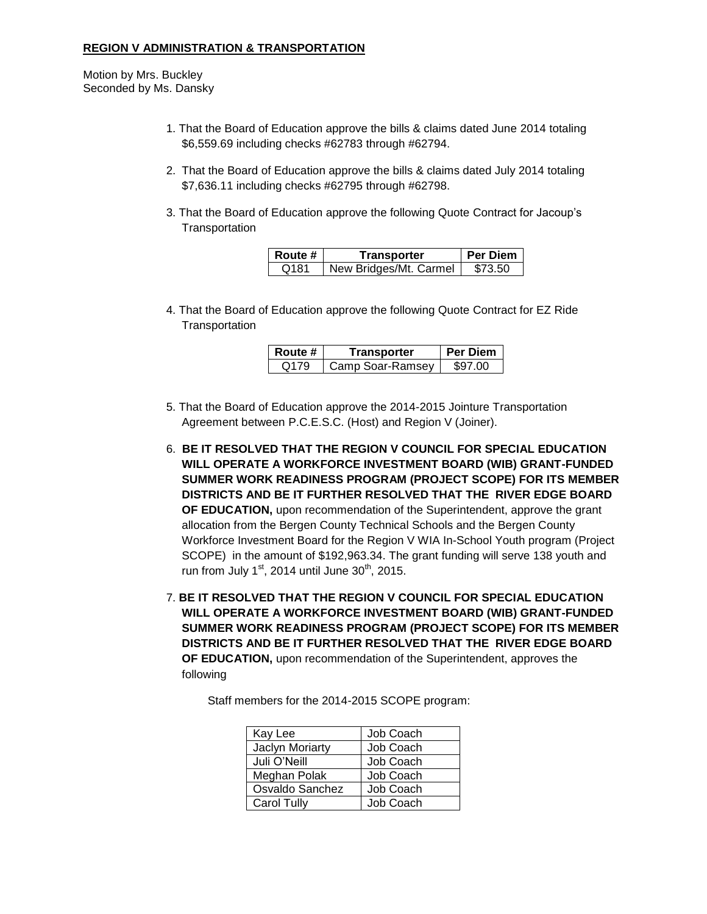**REGION V ADMINISTRATION & TRANSPORTATION**

Motion by Mrs. Buckley
Seconded by Ms. Dansky

1. That the Board of Education approve the bills & claims dated June 2014 totaling $6,559.69 including checks #62783 through #62794.

2. That the Board of Education approve the bills & claims dated July 2014 totaling $7,636.11 including checks #62795 through #62798.

3. That the Board of Education approve the following Quote Contract for Jacoup's Transportation

| Route # | Transporter | Per Diem |
|---|---|---|
| Q181 | New Bridges/Mt. Carmel | $73.50 |

4. That the Board of Education approve the following Quote Contract for EZ Ride Transportation

| Route # | Transporter | Per Diem |
|---|---|---|
| Q179 | Camp Soar-Ramsey | $97.00 |

5. That the Board of Education approve the 2014-2015 Jointure Transportation Agreement between P.C.E.S.C. (Host) and Region V (Joiner).

6. **BE IT RESOLVED THAT THE REGION V COUNCIL FOR SPECIAL EDUCATION WILL OPERATE A WORKFORCE INVESTMENT BOARD (WIB) GRANT-FUNDED SUMMER WORK READINESS PROGRAM (PROJECT SCOPE) FOR ITS MEMBER DISTRICTS AND BE IT FURTHER RESOLVED THAT THE RIVER EDGE BOARD OF EDUCATION,** upon recommendation of the Superintendent, approve the grant allocation from the Bergen County Technical Schools and the Bergen County Workforce Investment Board for the Region V WIA In-School Youth program (Project SCOPE) in the amount of $192,963.34. The grant funding will serve 138 youth and run from July 1st, 2014 until June 30th, 2015.

7. **BE IT RESOLVED THAT THE REGION V COUNCIL FOR SPECIAL EDUCATION WILL OPERATE A WORKFORCE INVESTMENT BOARD (WIB) GRANT-FUNDED SUMMER WORK READINESS PROGRAM (PROJECT SCOPE) FOR ITS MEMBER DISTRICTS AND BE IT FURTHER RESOLVED THAT THE RIVER EDGE BOARD OF EDUCATION,** upon recommendation of the Superintendent, approves the following

Staff members for the 2014-2015 SCOPE program:

| | |
|---|---|
| Kay Lee | Job Coach |
| Jaclyn Moriarty | Job Coach |
| Juli O'Neill | Job Coach |
| Meghan Polak | Job Coach |
| Osvaldo Sanchez | Job Coach |
| Carol Tully | Job Coach |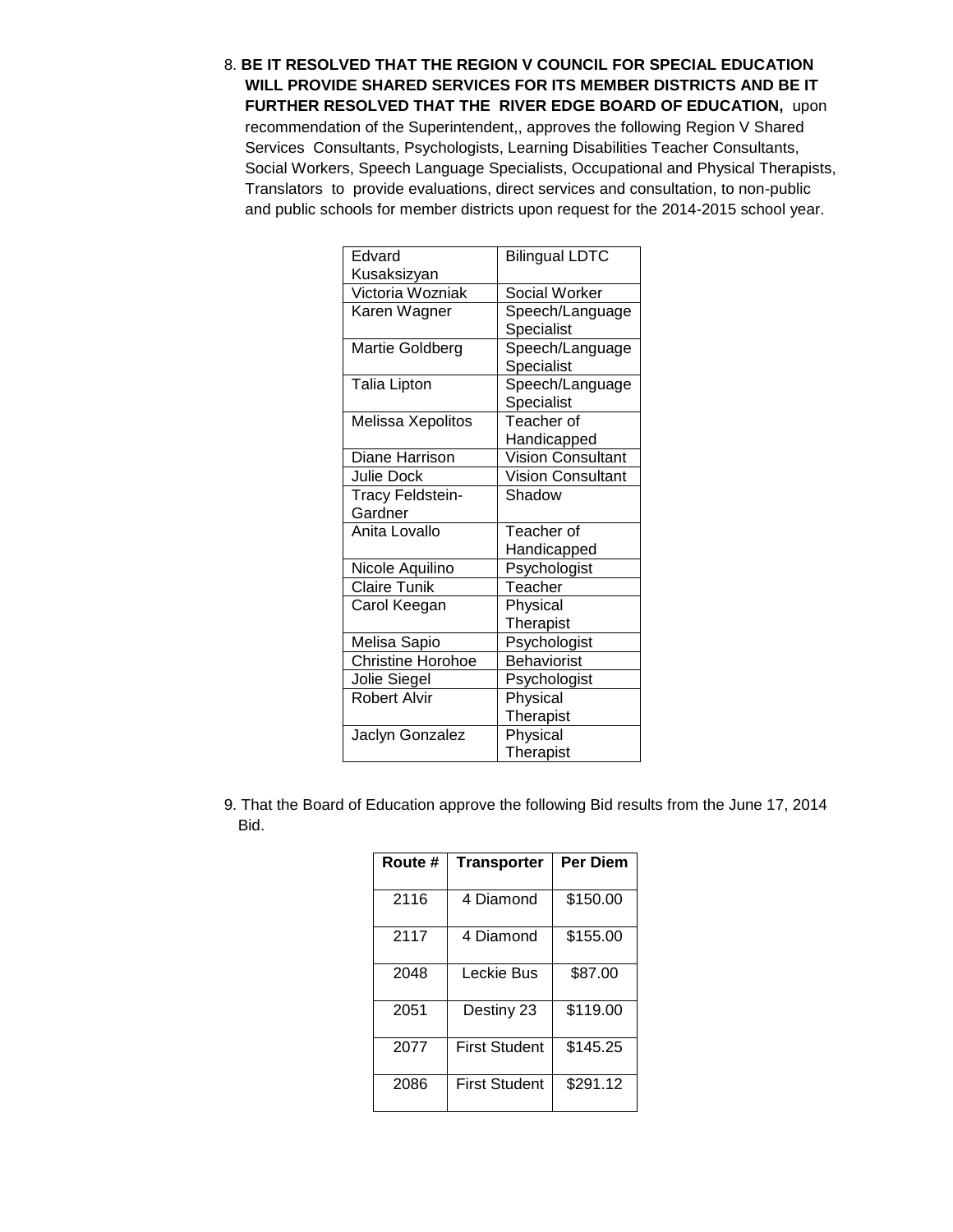8. **BE IT RESOLVED THAT THE REGION V COUNCIL FOR SPECIAL EDUCATION WILL PROVIDE SHARED SERVICES FOR ITS MEMBER DISTRICTS AND BE IT FURTHER RESOLVED THAT THE RIVER EDGE BOARD OF EDUCATION,** upon recommendation of the Superintendent,, approves the following Region V Shared Services Consultants, Psychologists, Learning Disabilities Teacher Consultants, Social Workers, Speech Language Specialists, Occupational and Physical Therapists, Translators to provide evaluations, direct services and consultation, to non-public and public schools for member districts upon request for the 2014-2015 school year.

| | |
|---|---|
| Edvard Kusaksizyan | Bilingual LDTC |
| Victoria Wozniak | Social Worker |
| Karen Wagner | Speech/Language Specialist |
| Martie Goldberg | Speech/Language Specialist |
| Talia Lipton | Speech/Language Specialist |
| Melissa Xepolitos | Teacher of Handicapped |
| Diane Harrison | Vision Consultant |
| Julie Dock | Vision Consultant |
| Tracy Feldstein-Gardner | Shadow |
| Anita Lovallo | Teacher of Handicapped |
| Nicole Aquilino | Psychologist |
| Claire Tunik | Teacher |
| Carol Keegan | Physical Therapist |
| Melisa Sapio | Psychologist |
| Christine Horohoe | Behaviorist |
| Jolie Siegel | Psychologist |
| Robert Alvir | Physical Therapist |
| Jaclyn Gonzalez | Physical Therapist |

9. That the Board of Education approve the following Bid results from the June 17, 2014 Bid.

| Route # | Transporter | Per Diem |
|---|---|---|
| 2116 | 4 Diamond | $150.00 |
| 2117 | 4 Diamond | $155.00 |
| 2048 | Leckie Bus | $87.00 |
| 2051 | Destiny 23 | $119.00 |
| 2077 | First Student | $145.25 |
| 2086 | First Student | $291.12 |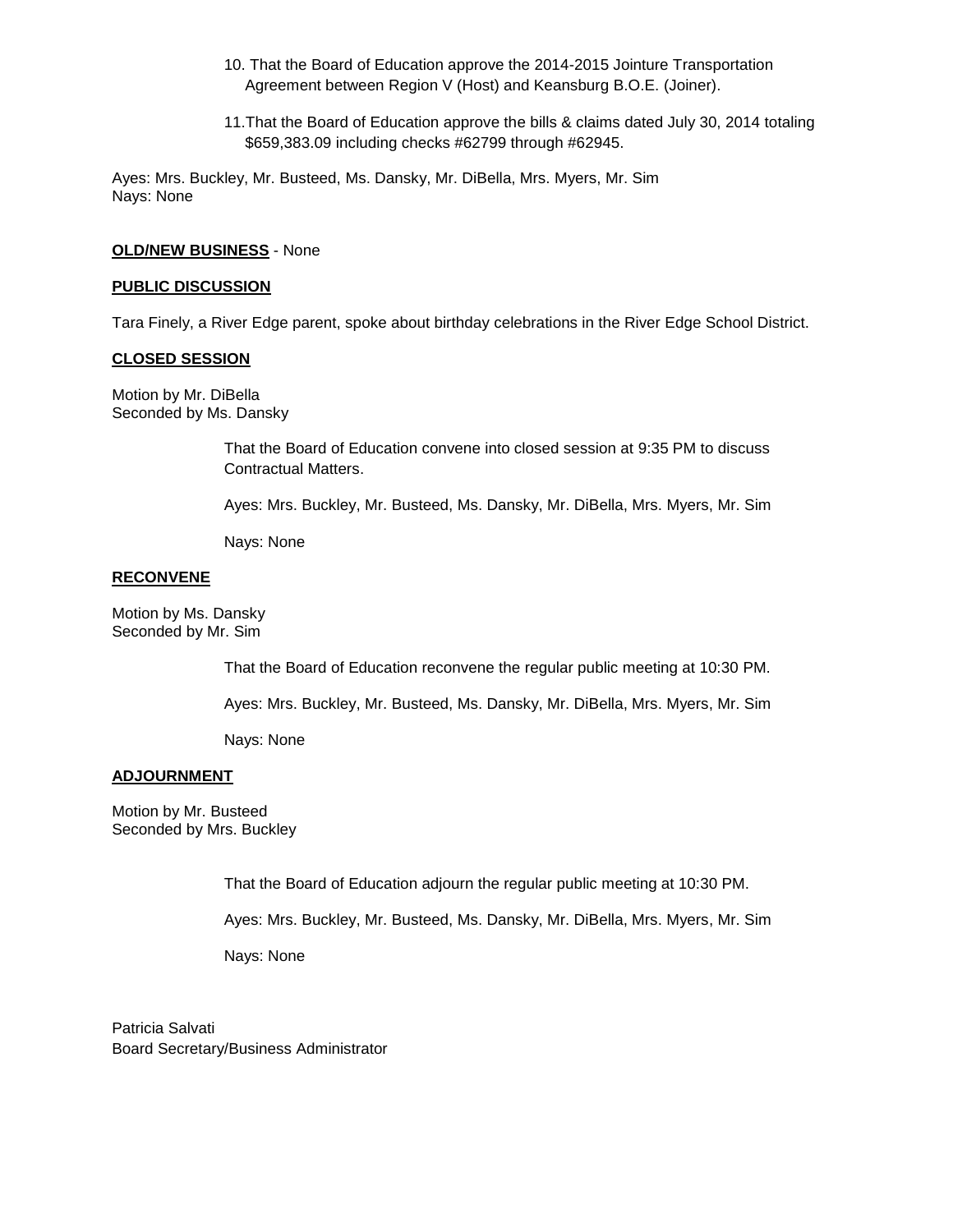10. That the Board of Education approve the 2014-2015 Jointure Transportation Agreement between Region V (Host) and Keansburg B.O.E. (Joiner).

11. That the Board of Education approve the bills & claims dated July 30, 2014 totaling $659,383.09 including checks #62799 through #62945.

Ayes: Mrs. Buckley, Mr. Busteed, Ms. Dansky, Mr. DiBella, Mrs. Myers, Mr. Sim
Nays: None

**OLD/NEW BUSINESS** - None

**PUBLIC DISCUSSION**

Tara Finely, a River Edge parent, spoke about birthday celebrations in the River Edge School District.

**CLOSED SESSION**

Motion by Mr. DiBella
Seconded by Ms. Dansky

That the Board of Education convene into closed session at 9:35 PM to discuss Contractual Matters.

Ayes: Mrs. Buckley, Mr. Busteed, Ms. Dansky, Mr. DiBella, Mrs. Myers, Mr. Sim

Nays: None

**RECONVENE**

Motion by Ms. Dansky
Seconded by Mr. Sim

That the Board of Education reconvene the regular public meeting at 10:30 PM.

Ayes: Mrs. Buckley, Mr. Busteed, Ms. Dansky, Mr. DiBella, Mrs. Myers, Mr. Sim

Nays: None

**ADJOURNMENT**

Motion by Mr. Busteed
Seconded by Mrs. Buckley

That the Board of Education adjourn the regular public meeting at 10:30 PM.

Ayes: Mrs. Buckley, Mr. Busteed, Ms. Dansky, Mr. DiBella, Mrs. Myers, Mr. Sim

Nays: None

Patricia Salvati
Board Secretary/Business Administrator